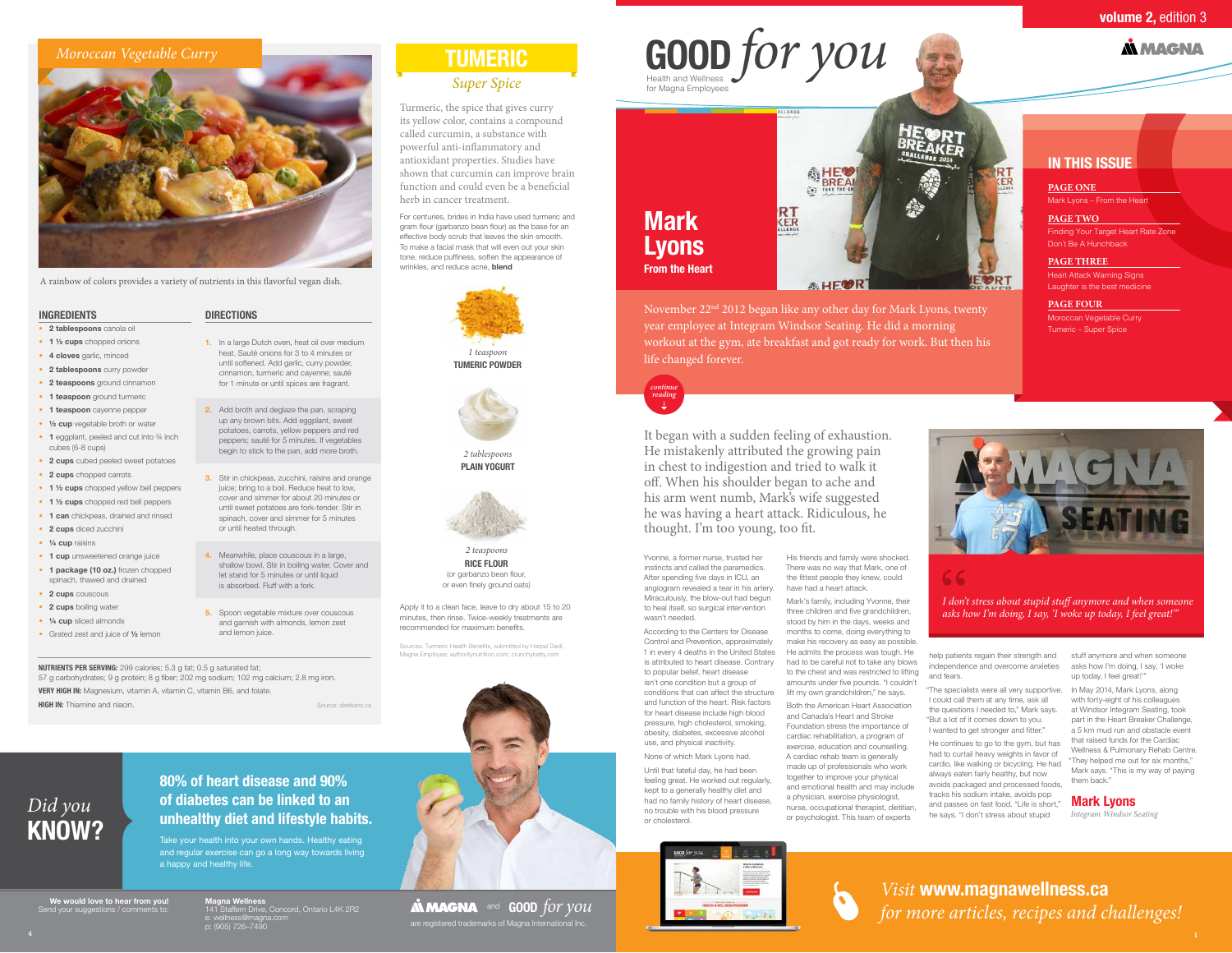# Moroccan Vegetable Curry

A rainbow of colors provides a variety of nutrients in this flavorful vegan dish.

## INGREDIENTS

- **2 tablespoons** canola oil
- **1 ½ cups** chopped onions
- **4 cloves** garlic, minced
- **2 tablespoons** curry powder
- **2 teaspoons** ground cinnamon
- **1 teaspoon** ground turmeric
- **1 teaspoon** cayenne pepper
- **½ cup** vegetable broth or water
- **1** eggplant, peeled and cut into ¾ inch cubes (6-8 cups)
- **2 cups** cubed peeled sweet potatoes
- **2 cups** chopped carrots
- **1 ½ cups** chopped yellow bell peppers
- **1 ½ cups** chopped red bell peppers
- **1 can** chickpeas, drained and rinsed
- **2 cups** diced zucchini
- **¼ cup** raisins
- **1 cup** unsweetened orange juice
- **1 package (10 oz.)** frozen chopped spinach, thawed and drained
- **2 cups** couscous
- **2 cups** boiling water
- **¼ cup** sliced almonds
- Grated zest and juice of ½ lemon

## DIRECTIONS

1. In a large Dutch oven, heat oil over medium heat. Sauté onions for 3 to 4 minutes or until softened. Add garlic, curry powder, cinnamon, turmeric and cayenne; sauté for 1 minute or until spices are fragrant.
2. Add broth and deglaze the pan, scraping up any brown bits. Add eggplant, sweet potatoes, carrots, yellow peppers and red peppers; sauté for 5 minutes. If vegetables begin to stick to the pan, add more broth.
3. Stir in chickpeas, zucchini, raisins and orange juice; bring to a boil. Reduce heat to low, cover and simmer for about 20 minutes or until sweet potatoes are fork-tender. Stir in spinach, cover and simmer for 5 minutes or until heated through.
4. Meanwhile, place couscous in a large, shallow bowl. Stir in boiling water. Cover and let stand for 5 minutes or until liquid is absorbed. Fluff with a fork.
5. Spoon vegetable mixture over couscous and garnish with almonds, lemon zest and lemon juice.

**NUTRIENTS PER SERVING:** 299 calories; 5.3 g fat; 0.5 g saturated fat; 57 g carbohydrates; 9 g protein; 8 g fiber; 202 mg sodium; 102 mg calcium; 2.8 mg iron.

**VERY HIGH IN:** Magnesium, vitamin A, vitamin C, vitamin B6, and folate.

**HIGH IN:** Thiamine and niacin.

Source: dietitians.ca

# TUMERIC

*Super Spice*

Turmeric, the spice that gives curry its yellow color, contains a compound called curcumin, a substance with powerful anti-inflammatory and antioxidant properties. Studies have shown that curcumin can improve brain function and could even be a beneficial herb in cancer treatment.

For centuries, brides in India have used turmeric and gram flour (garbanzo bean flour) as the base for an effective body scrub that leaves the skin smooth. To make a facial mask that will even out your skin tone, reduce puffiness, soften the appearance of wrinkles, and reduce acne, **blend**

*1 teaspoon*
**TUMERIC POWDER**

*2 tablespoons*
**PLAIN YOGURT**

*2 teaspoons*
**RICE FLOUR**
(or garbanzo bean flour, or even finely ground oats)

Apply it to a clean face, leave to dry about 15 to 20 minutes, then rinse. Twice-weekly treatments are recommended for maximum benefits.

Sources: Turmeric Health Benefits, submitted by Harpal Dadi, Magna Employee; authoritynutrition.com; crunchybetty.com

# *Did you* KNOW?

## 80% of heart disease and 90% of diabetes can be linked to an unhealthy diet and lifestyle habits.

Take your health into your own hands. Healthy eating and regular exercise can go a long way towards living a happy and healthy life.

**We would love to hear from you!**
Send your suggestions / comments to:

**Magna Wellness**
141 Staffern Drive, Concord, Ontario L4K 2R2
e: wellness@magna.com
p: (905) 726-7490

MAGNA and GOOD *for you* are registered trademarks of Magna International Inc.

---

**volume 2,** edition 3

# GOOD *for you*

Health and Wellness for Magna Employees

## IN THIS ISSUE

**PAGE ONE**
Mark Lyons – From the Heart

**PAGE TWO**
Finding Your Target Heart Rate Zone
Don't Be A Hunchback

**PAGE THREE**
Heart Attack Warning Signs
Laughter is the best medicine

**PAGE FOUR**
Moroccan Vegetable Curry
Tumeric – Super Spice

# Mark Lyons

## From the Heart

November 22nd 2012 began like any other day for Mark Lyons, twenty year employee at Integram Windsor Seating. He did a morning workout at the gym, ate breakfast and got ready for work. But then his life changed forever.

*continue reading*

It began with a sudden feeling of exhaustion. He mistakenly attributed the growing pain in chest to indigestion and tried to walk it off. When his shoulder began to ache and his arm went numb, Mark's wife suggested he was having a heart attack. Ridiculous, he thought. I'm too young, too fit.

Yvonne, a former nurse, trusted her instincts and called the paramedics. After spending five days in ICU, an angiogram revealed a tear in his artery. Miraculously, the blow-out had begun to heal itself, so surgical intervention wasn't needed.

According to the Centers for Disease Control and Prevention, approximately 1 in every 4 deaths in the United States is attributed to heart disease. Contrary to popular belief, heart disease isn't one condition but a group of conditions that can affect the structure and function of the heart. Risk factors for heart disease include high blood pressure, high cholesterol, smoking, obesity, diabetes, excessive alcohol use, and physical inactivity.

None of which Mark Lyons had.

Until that fateful day, he had been feeling great. He worked out regularly, kept to a generally healthy diet and had no family history of heart disease, no trouble with his blood pressure or cholesterol.

His friends and family were shocked. There was no way that Mark, one of the fittest people they knew, could have had a heart attack.

Mark's family, including Yvonne, their three children and five grandchildren, stood by him in the days, weeks and months to come, doing everything to make his recovery as easy as possible. He admits the process was tough. He had to be careful not to take any blows to the chest and was restricted to lifting amounts under five pounds. "I couldn't lift my own grandchildren," he says.

Both the American Heart Association and Canada's Heart and Stroke Foundation stress the importance of cardiac rehabilitation, a program of exercise, education and counselling. A cardiac rehab team is generally made up of professionals who work together to improve your physical and emotional health and may include a physician, exercise physiologist, nurse, occupational therapist, dietitian, or psychologist. This team of experts help patients regain their strength and independence and overcome anxieties and fears.

"The specialists were all very supportive. I could call them at any time, ask all the questions I needed to," Mark says. "But a lot of it comes down to you. I wanted to get stronger and fitter."

He continues to go to the gym, but has had to curtail heavy weights in favor of cardio, like walking or bicycling. He had always eaten fairly healthy, but now avoids packaged and processed foods, tracks his sodium intake, avoids pop and passes on fast food. "Life is short," he says. "I don't stress about stupid stuff anymore and when someone asks how I'm doing, I say, 'I woke up today, I feel great!'"

In May 2014, Mark Lyons, along with forty-eight of his colleagues at Windsor Integram Seating, took part in the Heart Breaker Challenge, a 5 km mud run and obstacle event that raised funds for the Cardiac Wellness & Pulmonary Rehab Centre. "They helped me out for six months," Mark says. "This is my way of paying them back."

> *I don't stress about stupid stuff anymore and when someone asks how I'm doing, I say, 'I woke up today, I feel great!'"*
>
> **Mark Lyons**
> *Integram Windsor Seating*

*Visit* **www.magnawellness.ca** *for more articles, recipes and challenges!*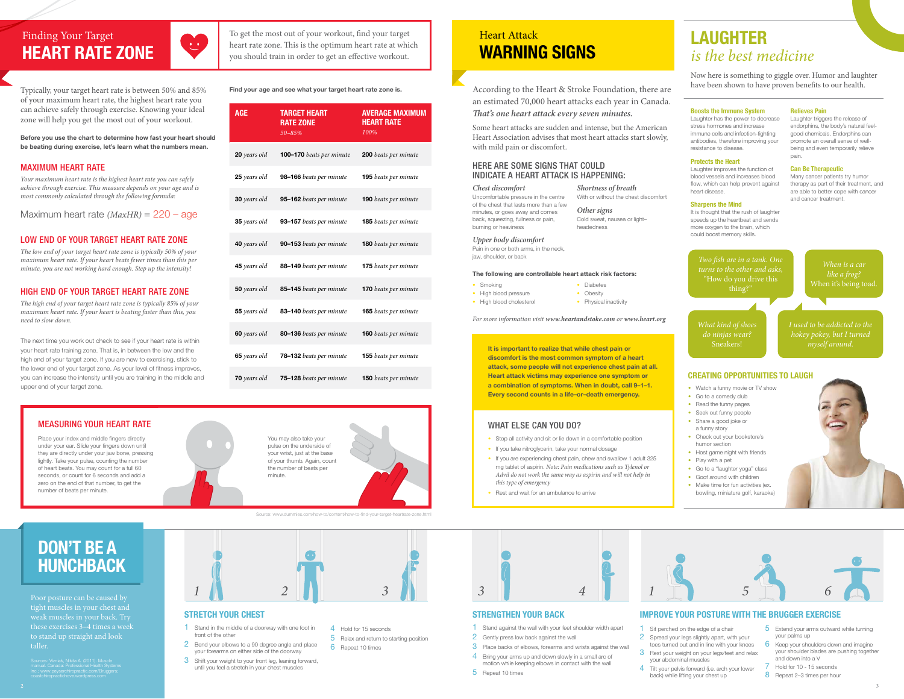# Finding Your Target
# HEART RATE ZONE

To get the most out of your workout, find your target heart rate zone. This is the optimum heart rate at which you should train in order to get an effective workout.

Typically, your target heart rate is between 50% and 85% of your maximum heart rate, the highest heart rate you can achieve safely through exercise. Knowing your ideal zone will help you get the most out of your workout.

**Before you use the chart to determine how fast your heart should be beating during exercise, let's learn what the numbers mean.**

## MAXIMUM HEART RATE

*Your maximum heart rate is the highest heart rate you can safely achieve through exercise. This measure depends on your age and is most commonly calculated through the following formula:*

Maximum heart rate *(MaxHR)* = 220 – age

## LOW END OF YOUR TARGET HEART RATE ZONE

*The low end of your target heart rate zone is typically 50% of your maximum heart rate. If your heart beats fewer times than this per minute, you are not working hard enough. Step up the intensity!*

## HIGH END OF YOUR TARGET HEART RATE ZONE

*The high end of your target heart rate zone is typically 85% of your maximum heart rate. If your heart is beating faster than this, you need to slow down.*

The next time you work out check to see if your heart rate is within your heart rate training zone. That is, in between the low and the high end of your target zone. If you are new to exercising, stick to the lower end of your target zone. As your level of fitness improves, you can increase the intensity until you are training in the middle and upper end of your target zone.

**Find your age and see what your target heart rate zone is.**

| AGE | TARGET HEART RATE ZONE *50–85%* | AVERAGE MAXIMUM HEART RATE *100%* |
|---|---|---|
| **20** *years old* | **100–170** *beats per minute* | **200** *beats per minute* |
| **25** *years old* | **98–166** *beats per minute* | **195** *beats per minute* |
| **30** *years old* | **95–162** *beats per minute* | **190** *beats per minute* |
| **35** *years old* | **93–157** *beats per minute* | **185** *beats per minute* |
| **40** *years old* | **90–153** *beats per minute* | **180** *beats per minute* |
| **45** *years old* | **88–149** *beats per minute* | **175** *beats per minute* |
| **50** *years old* | **85–145** *beats per minute* | **170** *beats per minute* |
| **55** *years old* | **83–140** *beats per minute* | **165** *beats per minute* |
| **60** *years old* | **80–136** *beats per minute* | **160** *beats per minute* |
| **65** *years old* | **78–132** *beats per minute* | **155** *beats per minute* |
| **70** *years old* | **75–128** *beats per minute* | **150** *beats per minute* |

## MEASURING YOUR HEART RATE

Place your index and middle fingers directly under your ear. Slide your fingers down until they are directly under your jaw bone, pressing lightly. Take your pulse, counting the number of heart beats. You may count for a full 60 seconds, or count for 6 seconds and add a zero on the end of that number, to get the number of beats per minute.

You may also take your pulse on the underside of your wrist, just at the base of your thumb. Again, count the number of beats per minute.

Source: www.dummies.com/how-to/content/how-to-find-your-target-heartrate-zone.html

# Heart Attack
# WARNING SIGNS

According to the Heart & Stroke Foundation, there are an estimated 70,000 heart attacks each year in Canada. *That's one heart attack every seven minutes.*

Some heart attacks are sudden and intense, but the American Heart Association advises that most heart attacks start slowly, with mild pain or discomfort.

## HERE ARE SOME SIGNS THAT COULD INDICATE A HEART ATTACK IS HAPPENING:

*Chest discomfort*
Uncomfortable pressure in the centre of the chest that lasts more than a few minutes, or goes away and comes back, squeezing, fullness or pain, burning or heaviness

*Upper body discomfort*
Pain in one or both arms, in the neck, jaw, shoulder, or back

*Shortness of breath*
With or without the chest discomfort

*Other signs*
Cold sweat, nausea or light–headedness

**The following are controllable heart attack risk factors:**

- Smoking
- High blood pressure
- High blood cholesterol
- Diabetes
- Obesity
- Physical inactivity

*For more information visit* ***www.heartandstoke.com*** *or* ***www.heart.org***

**It is important to realize that while chest pain or discomfort is the most common symptom of a heart attack, some people will not experience chest pain at all. Heart attack victims may experience one symptom or a combination of symptoms. When in doubt, call 9–1–1. Every second counts in a life–or–death emergency.**

## WHAT ELSE CAN YOU DO?

- Stop all activity and sit or lie down in a comfortable position
- If you take nitroglycerin, take your normal dosage
- If you are experiencing chest pain, chew and swallow 1 adult 325 mg tablet of aspirin. *Note: Pain medications such as Tylenol or Advil do not work the same way as aspirin and will not help in this type of emergency*
- Rest and wait for an ambulance to arrive

# LAUGHTER
# *is the best medicine*

Now here is something to giggle over. Humor and laughter have been shown to have proven benefits to our health.

**Boosts the Immune System**
Laughter has the power to decrease stress hormones and increase immune cells and infection-fighting antibodies, therefore improving your resistance to disease.

**Protects the Heart**
Laughter improves the function of blood vessels and increases blood flow, which can help prevent against heart disease.

**Sharpens the Mind**
It is thought that the rush of laughter speeds up the heartbeat and sends more oxygen to the brain, which could boost memory skills.

**Relieves Pain**
Laughter triggers the release of endorphins, the body's natural feel-good chemicals. Endorphins can promote an overall sense of well-being and even temporarily relieve pain.

**Can Be Therapeutic**
Many cancer patients try humor therapy as part of their treatment, and are able to better cope with cancer and cancer treatment.

*Two fish are in a tank. One turns to the other and asks, "How do you drive this thing?"*

*When is a car like a frog?* When it's being toad.

*What kind of shoes do ninjas wear?* Sneakers!

*I used to be addicted to the hokey pokey, but I turned myself around.*

## CREATING OPPORTUNITIES TO LAUGH

- Watch a funny movie or TV show
- Go to a comedy club
- Read the funny pages
- Seek out funny people
- Share a good joke or a funny story
- Check out your bookstore's humor section
- Host game night with friends
- Play with a pet
- Go to a "laughter yoga" class
- Goof around with children
- Make time for fun activities (ex. bowling, miniature golf, karaoke)

# DON'T BE A HUNCHBACK

Poor posture can be caused by tight muscles in your chest and weak muscles in your back. Try these exercises 3–4 times a week to stand up straight and look taller.

Sources: Vizniak, Nikita A. (2011). Muscle manual. Canada: Professional Health Systems Inc.; www.peyserchiropractic.com/Bruggers; coastchiropractichove.wordpress.com

## STRETCH YOUR CHEST

1. Stand in the middle of a doorway with one foot in front of the other
2. Bend your elbows to a 90 degree angle and place your forearms on either side of the doorway
3. Shift your weight to your front leg, leaning forward, until you feel a stretch in your chest muscles
4. Hold for 15 seconds
5. Relax and return to starting position
6. Repeat 10 times

## STRENGTHEN YOUR BACK

1. Stand against the wall with your feet shoulder width apart
2. Gently press low back against the wall
3. Place backs of elbows, forearms and wrists against the wall
4. Bring your arms up and down slowly in a small arc of motion while keeping elbows in contact with the wall
5. Repeat 10 times

## IMPROVE YOUR POSTURE WITH THE BRUGGER EXERCISE

1. Sit perched on the edge of a chair
2. Spread your legs slightly apart, with your toes turned out and in line with your knees
3. Rest your weight on your legs/feet and relax your abdominal muscles
4. Tilt your pelvis forward (i.e. arch your lower back) while lifting your chest up
5. Extend your arms outward while turning your palms up
6. Keep your shoulders down and imagine your shoulder blades are pushing together and down into a V
7. Hold for 10 - 15 seconds
8. Repeat 2–3 times per hour